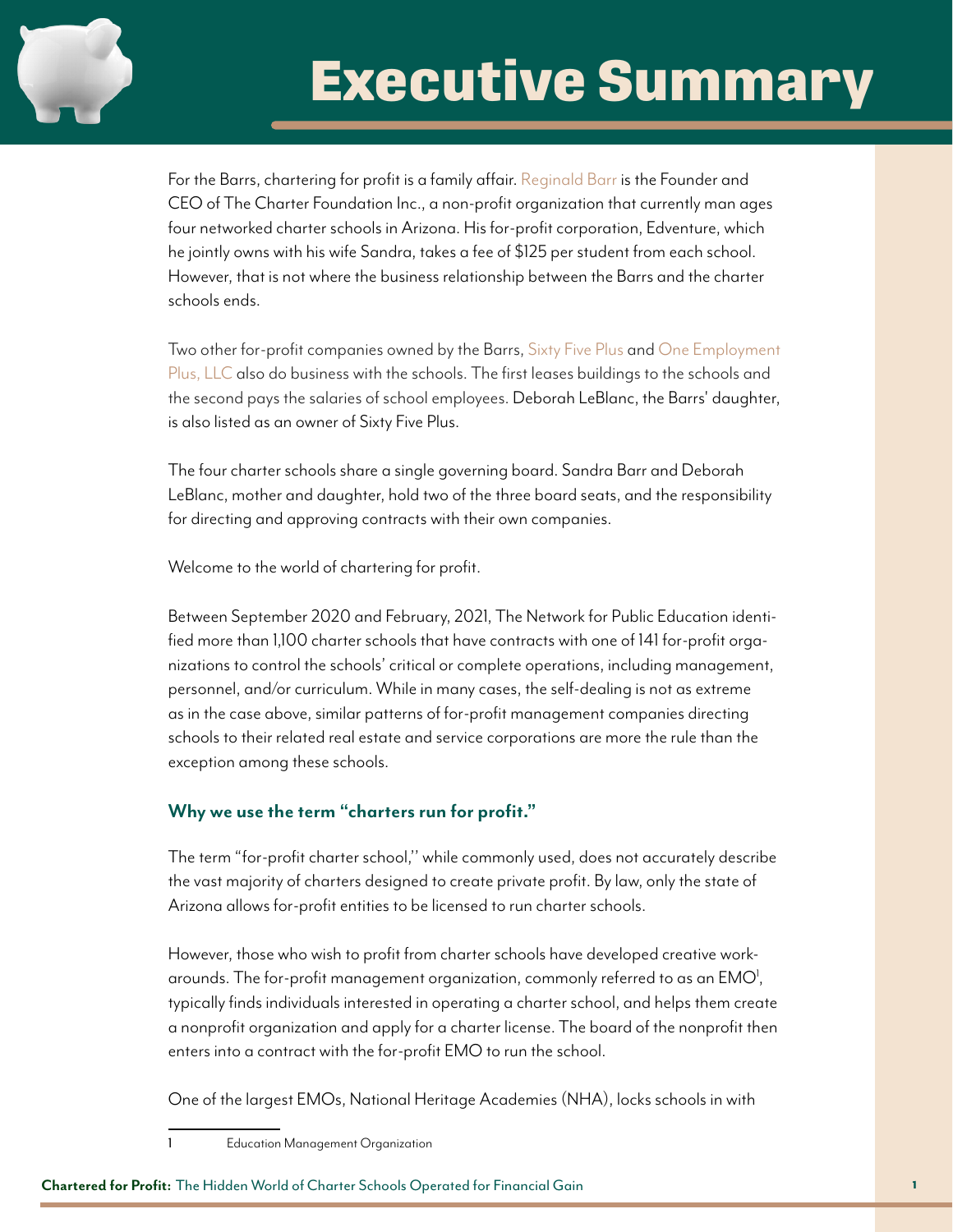# Executive Summary

For the Barrs, chartering for profit is a family affair. Reginald Barr is the Founder and CEO of The Charter Foundation Inc., a non-profit organization that currently man ages four networked charter schools in Arizona. His for-profit corporation, Edventure, which he jointly owns with his wife Sandra, takes a fee of $125 per student from each school. However, that is not where the business relationship between the Barrs and the charter schools ends.

Two other for-profit companies owned by the Barrs, Sixty Five Plus and One Employment Plus, LLC also do business with the schools. The first leases buildings to the schools and the second pays the salaries of school employees. Deborah LeBlanc, the Barrs' daughter, is also listed as an owner of Sixty Five Plus.

The four charter schools share a single governing board. Sandra Barr and Deborah LeBlanc, mother and daughter, hold two of the three board seats, and the responsibility for directing and approving contracts with their own companies.

Welcome to the world of chartering for profit.

Between September 2020 and February, 2021, The Network for Public Education identified more than 1,100 charter schools that have contracts with one of 141 for-profit organizations to control the schools' critical or complete operations, including management, personnel, and/or curriculum. While in many cases, the self-dealing is not as extreme as in the case above, similar patterns of for-profit management companies directing schools to their related real estate and service corporations are more the rule than the exception among these schools.

### Why we use the term "charters run for profit."

The term "for-profit charter school," while commonly used, does not accurately describe the vast majority of charters designed to create private profit. By law, only the state of Arizona allows for-profit entities to be licensed to run charter schools.

However, those who wish to profit from charter schools have developed creative workarounds. The for-profit management organization, commonly referred to as an EMO[1], typically finds individuals interested in operating a charter school, and helps them create a nonprofit organization and apply for a charter license. The board of the nonprofit then enters into a contract with the for-profit EMO to run the school.

One of the largest EMOs, National Heritage Academies (NHA), locks schools in with

[1] Education Management Organization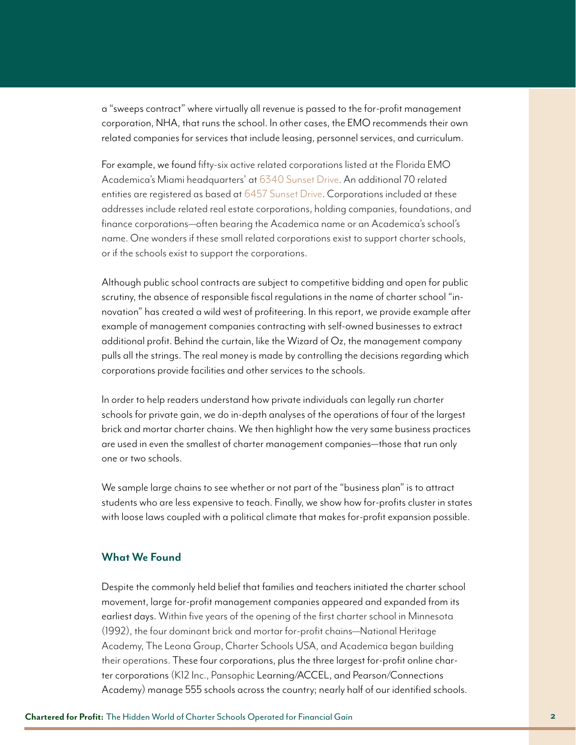a "sweeps contract" where virtually all revenue is passed to the for-profit management corporation, NHA, that runs the school. In other cases, the EMO recommends their own related companies for services that include leasing, personnel services, and curriculum.

For example, we found fifty-six active related corporations listed at the Florida EMO Academica's Miami headquarters' at 6340 Sunset Drive. An additional 70 related entities are registered as based at 6457 Sunset Drive. Corporations included at these addresses include related real estate corporations, holding companies, foundations, and finance corporations—often bearing the Academica name or an Academica's school's name. One wonders if these small related corporations exist to support charter schools, or if the schools exist to support the corporations.

Although public school contracts are subject to competitive bidding and open for public scrutiny, the absence of responsible fiscal regulations in the name of charter school "innovation" has created a wild west of profiteering. In this report, we provide example after example of management companies contracting with self-owned businesses to extract additional profit. Behind the curtain, like the Wizard of Oz, the management company pulls all the strings. The real money is made by controlling the decisions regarding which corporations provide facilities and other services to the schools.

In order to help readers understand how private individuals can legally run charter schools for private gain, we do in-depth analyses of the operations of four of the largest brick and mortar charter chains. We then highlight how the very same business practices are used in even the smallest of charter management companies—those that run only one or two schools.

We sample large chains to see whether or not part of the "business plan" is to attract students who are less expensive to teach. Finally, we show how for-profits cluster in states with loose laws coupled with a political climate that makes for-profit expansion possible.

### What We Found

Despite the commonly held belief that families and teachers initiated the charter school movement, large for-profit management companies appeared and expanded from its earliest days. Within five years of the opening of the first charter school in Minnesota (1992), the four dominant brick and mortar for-profit chains—National Heritage Academy, The Leona Group, Charter Schools USA, and Academica began building their operations. These four corporations, plus the three largest for-profit online charter corporations (K12 Inc., Pansophic Learning/ACCEL, and Pearson/Connections Academy) manage 555 schools across the country; nearly half of our identified schools.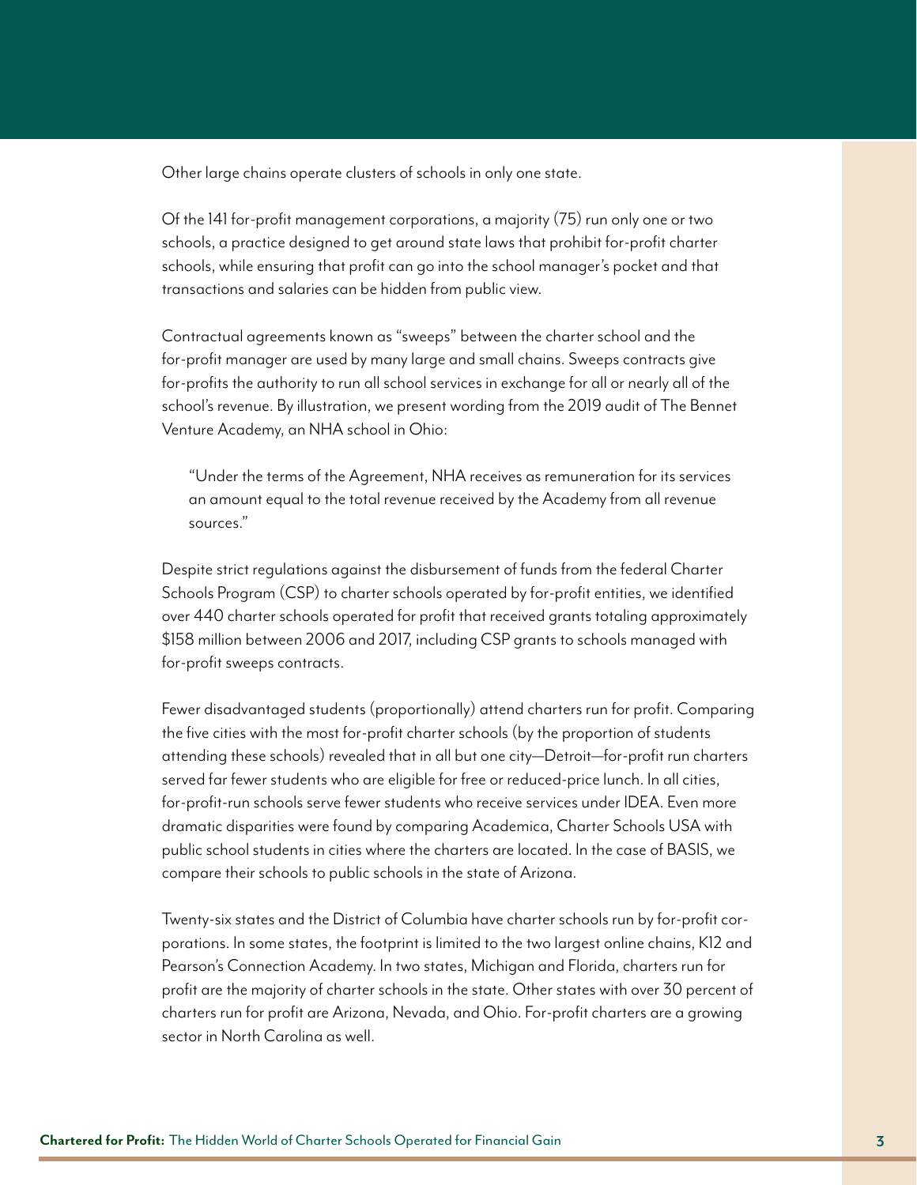Other large chains operate clusters of schools in only one state.

Of the 141 for-profit management corporations, a majority (75) run only one or two schools, a practice designed to get around state laws that prohibit for-profit charter schools, while ensuring that profit can go into the school manager's pocket and that transactions and salaries can be hidden from public view.

Contractual agreements known as "sweeps" between the charter school and the for-profit manager are used by many large and small chains. Sweeps contracts give for-profits the authority to run all school services in exchange for all or nearly all of the school's revenue. By illustration, we present wording from the 2019 audit of The Bennet Venture Academy, an NHA school in Ohio:

> "Under the terms of the Agreement, NHA receives as remuneration for its services an amount equal to the total revenue received by the Academy from all revenue sources."

Despite strict regulations against the disbursement of funds from the federal Charter Schools Program (CSP) to charter schools operated by for-profit entities, we identified over 440 charter schools operated for profit that received grants totaling approximately $158 million between 2006 and 2017, including CSP grants to schools managed with for-profit sweeps contracts.

Fewer disadvantaged students (proportionally) attend charters run for profit. Comparing the five cities with the most for-profit charter schools (by the proportion of students attending these schools) revealed that in all but one city—Detroit—for-profit run charters served far fewer students who are eligible for free or reduced-price lunch. In all cities, for-profit-run schools serve fewer students who receive services under IDEA. Even more dramatic disparities were found by comparing Academica, Charter Schools USA with public school students in cities where the charters are located. In the case of BASIS, we compare their schools to public schools in the state of Arizona.

Twenty-six states and the District of Columbia have charter schools run by for-profit corporations. In some states, the footprint is limited to the two largest online chains, K12 and Pearson's Connection Academy. In two states, Michigan and Florida, charters run for profit are the majority of charter schools in the state. Other states with over 30 percent of charters run for profit are Arizona, Nevada, and Ohio. For-profit charters are a growing sector in North Carolina as well.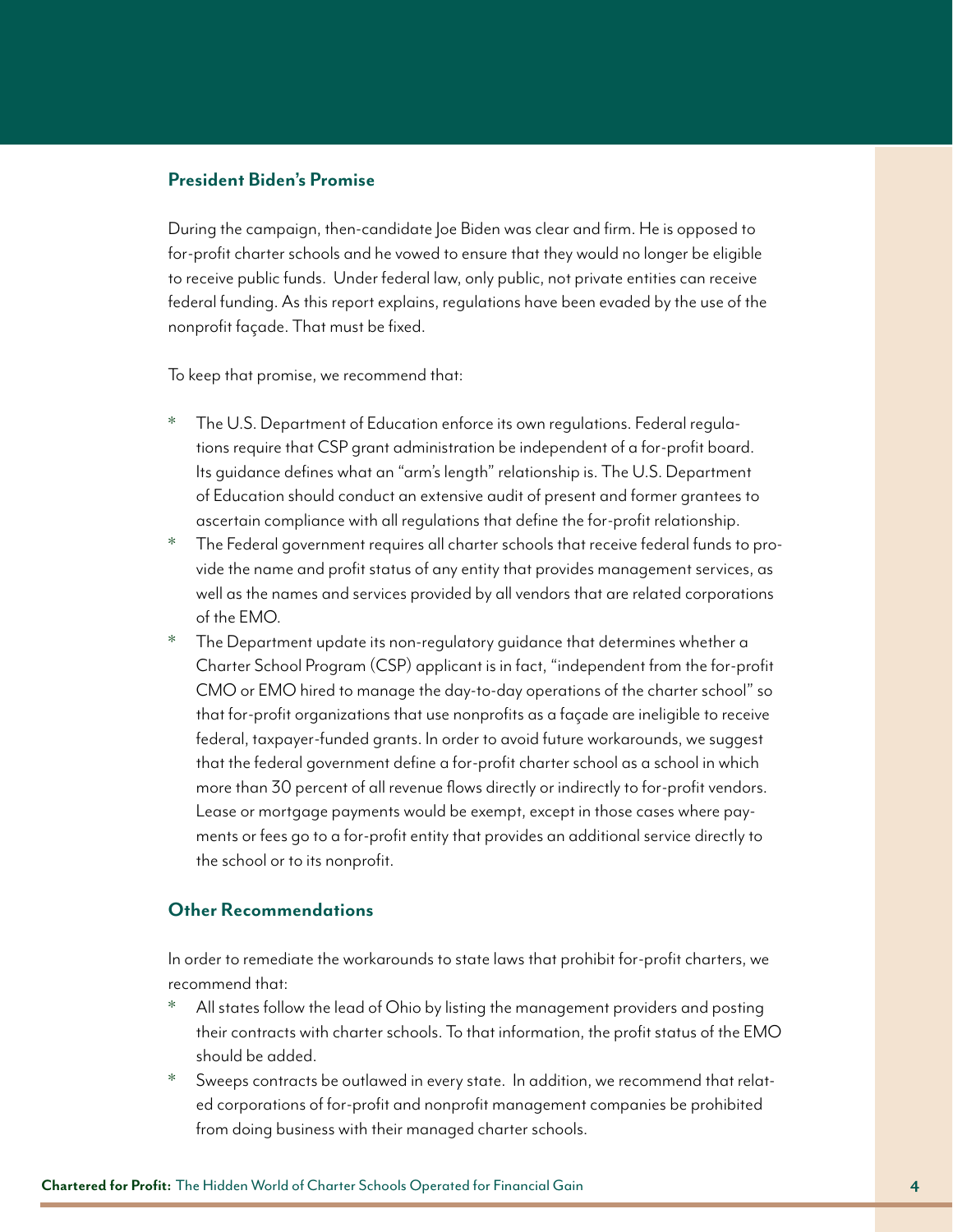### President Biden's Promise

During the campaign, then-candidate Joe Biden was clear and firm. He is opposed to for-profit charter schools and he vowed to ensure that they would no longer be eligible to receive public funds. Under federal law, only public, not private entities can receive federal funding. As this report explains, regulations have been evaded by the use of the nonprofit façade. That must be fixed.

To keep that promise, we recommend that:

* The U.S. Department of Education enforce its own regulations. Federal regulations require that CSP grant administration be independent of a for-profit board. Its guidance defines what an "arm's length" relationship is. The U.S. Department of Education should conduct an extensive audit of present and former grantees to ascertain compliance with all regulations that define the for-profit relationship.
* The Federal government requires all charter schools that receive federal funds to provide the name and profit status of any entity that provides management services, as well as the names and services provided by all vendors that are related corporations of the EMO.
* The Department update its non-regulatory guidance that determines whether a Charter School Program (CSP) applicant is in fact, "independent from the for-profit CMO or EMO hired to manage the day-to-day operations of the charter school" so that for-profit organizations that use nonprofits as a façade are ineligible to receive federal, taxpayer-funded grants. In order to avoid future workarounds, we suggest that the federal government define a for-profit charter school as a school in which more than 30 percent of all revenue flows directly or indirectly to for-profit vendors. Lease or mortgage payments would be exempt, except in those cases where payments or fees go to a for-profit entity that provides an additional service directly to the school or to its nonprofit.

### Other Recommendations

In order to remediate the workarounds to state laws that prohibit for-profit charters, we recommend that:

* All states follow the lead of Ohio by listing the management providers and posting their contracts with charter schools. To that information, the profit status of the EMO should be added.
* Sweeps contracts be outlawed in every state. In addition, we recommend that related corporations of for-profit and nonprofit management companies be prohibited from doing business with their managed charter schools.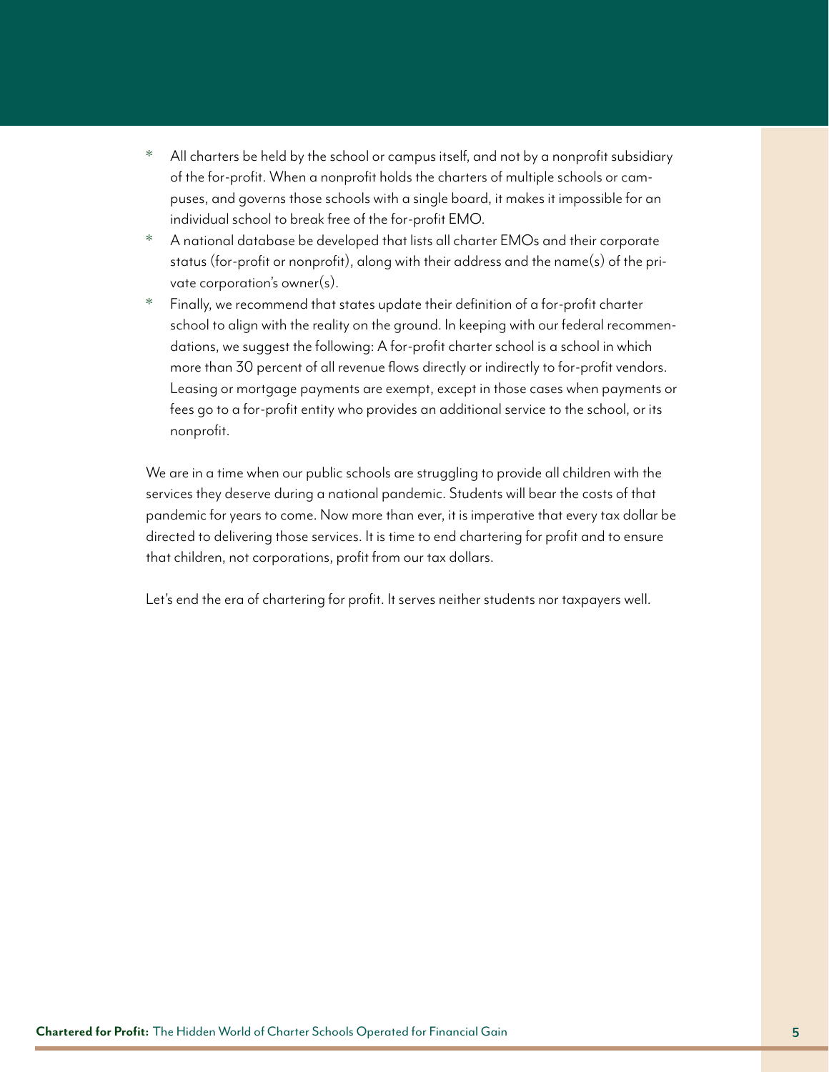* All charters be held by the school or campus itself, and not by a nonprofit subsidiary of the for-profit. When a nonprofit holds the charters of multiple schools or campuses, and governs those schools with a single board, it makes it impossible for an individual school to break free of the for-profit EMO.
* A national database be developed that lists all charter EMOs and their corporate status (for-profit or nonprofit), along with their address and the name(s) of the private corporation's owner(s).
* Finally, we recommend that states update their definition of a for-profit charter school to align with the reality on the ground. In keeping with our federal recommendations, we suggest the following: A for-profit charter school is a school in which more than 30 percent of all revenue flows directly or indirectly to for-profit vendors. Leasing or mortgage payments are exempt, except in those cases when payments or fees go to a for-profit entity who provides an additional service to the school, or its nonprofit.

We are in a time when our public schools are struggling to provide all children with the services they deserve during a national pandemic. Students will bear the costs of that pandemic for years to come. Now more than ever, it is imperative that every tax dollar be directed to delivering those services. It is time to end chartering for profit and to ensure that children, not corporations, profit from our tax dollars.

Let's end the era of chartering for profit. It serves neither students nor taxpayers well.